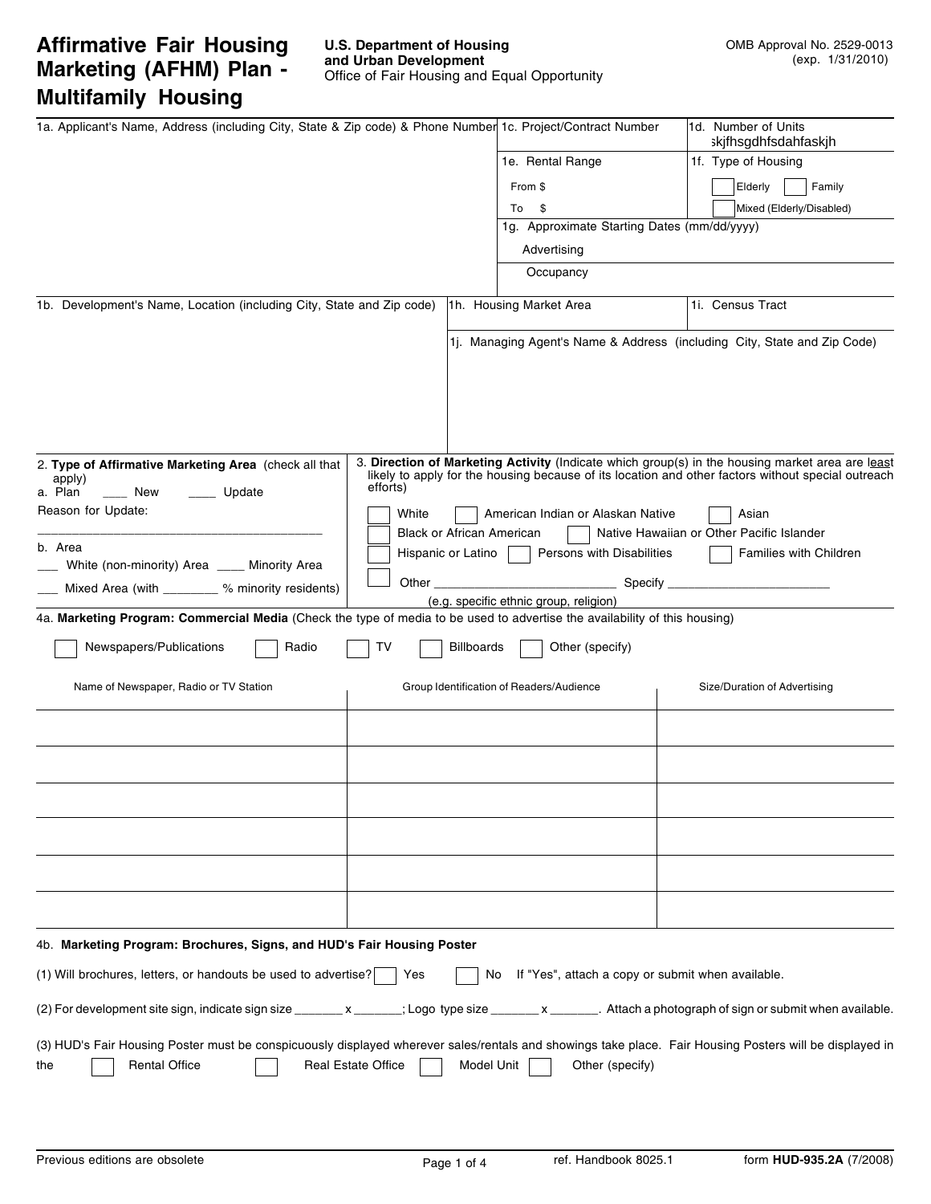# Affirmative Fair Housing Marketing (AFHM) Plan - Multifamily Housing

**U.S. Department of Housing and Urban Development**
Office of Fair Housing and Equal Opportunity

OMB Approval No. 2529-0013
(exp. 1/31/2010)

| 1a. Applicant's Name, Address (including City, State & Zip code) & Phone Number | 1c. Project/Contract Number | 1d. Number of Units skjfhsgdhfsdahfaskjh |
|---|---|---|
| | 1e. Rental Range<br>From $<br>To $ | 1f. Type of Housing<br>☐ Elderly ☐ Family<br>☐ Mixed (Elderly/Disabled) |
| | 1g. Approximate Starting Dates (mm/dd/yyyy)<br>Advertising<br>Occupancy | |

| 1b. Development's Name, Location (including City, State and Zip code) | 1h. Housing Market Area | 1i. Census Tract |
|---|---|---|
| | 1j. Managing Agent's Name & Address (including City, State and Zip Code) | |

**2. Type of Affirmative Marketing Area** (check all that apply)

a. Plan ____ New ____ Update

Reason for Update:

________________________________________

b. Area

___ White (non-minority) Area ____ Minority Area

___ Mixed Area (with _______ % minority residents)

**3. Direction of Marketing Activity** (Indicate which group(s) in the housing market area are least likely to apply for the housing because of its location and other factors without special outreach efforts)

☐ White ☐ American Indian or Alaskan Native ☐ Asian

☐ Black or African American ☐ Native Hawaiian or Other Pacific Islander

☐ Hispanic or Latino ☐ Persons with Disabilities ☐ Families with Children

☐ Other _________________________ Specify _______________________
(e.g. specific ethnic group, religion)

**4a. Marketing Program: Commercial Media** (Check the type of media to be used to advertise the availability of this housing)

☐ Newspapers/Publications ☐ Radio ☐ TV ☐ Billboards ☐ Other (specify)

| Name of Newspaper, Radio or TV Station | Group Identification of Readers/Audience | Size/Duration of Advertising |
|---|---|---|
| | | |
| | | |
| | | |
| | | |
| | | |
| | | |

**4b. Marketing Program: Brochures, Signs, and HUD's Fair Housing Poster**

(1) Will brochures, letters, or handouts be used to advertise? ☐ Yes ☐ No If "Yes", attach a copy or submit when available.

(2) For development site sign, indicate sign size _______ x _______; Logo type size _______ x _______. Attach a photograph of sign or submit when available.

(3) HUD's Fair Housing Poster must be conspicuously displayed wherever sales/rentals and showings take place. Fair Housing Posters will be displayed in the ☐ Rental Office ☐ Real Estate Office ☐ Model Unit ☐ Other (specify)

Previous editions are obsolete

ref. Handbook 8025.1

form **HUD-935.2A** (7/2008)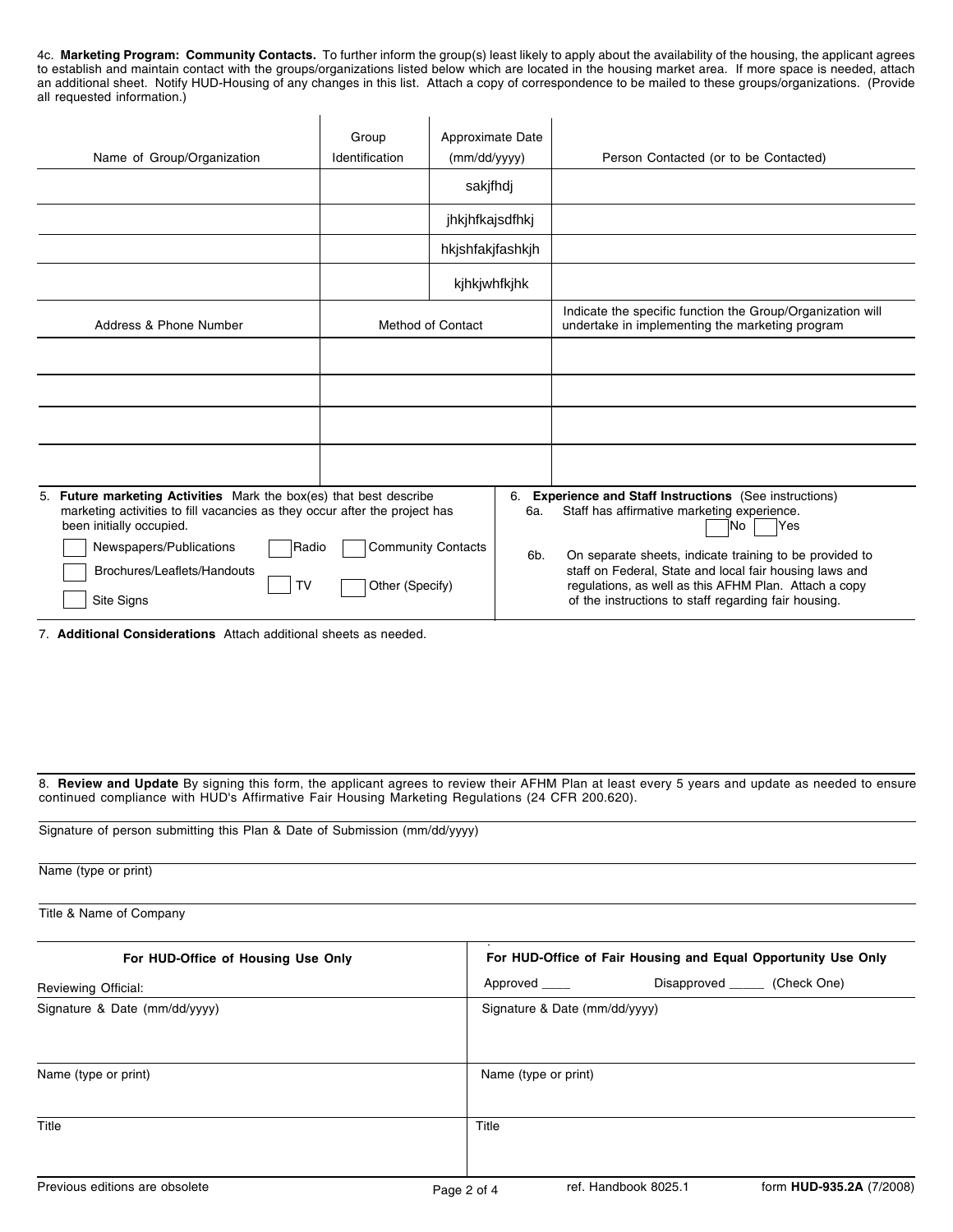4c. **Marketing Program: Community Contacts.** To further inform the group(s) least likely to apply about the availability of the housing, the applicant agrees to establish and maintain contact with the groups/organizations listed below which are located in the housing market area. If more space is needed, attach an additional sheet. Notify HUD-Housing of any changes in this list. Attach a copy of correspondence to be mailed to these groups/organizations. (Provide all requested information.)

| Name of Group/Organization | Group Identification | Approximate Date (mm/dd/yyyy) | Person Contacted (or to be Contacted) |
|---|---|---|---|
| | | sakjfhdj | |
| | | jhkjhfkajsdfhkj | |
| | | hkjshfakjfashkjh | |
| | | kjhkjwhfkjhk | |

| Address & Phone Number | Method of Contact | Indicate the specific function the Group/Organization will undertake in implementing the marketing program |
|---|---|---|
| | | |
| | | |
| | | |
| | | |

5. **Future marketing Activities** Mark the box(es) that best describe marketing activities to fill vacancies as they occur after the project has been initially occupied.

- [ ] Newspapers/Publications
- [ ] Radio
- [ ] Community Contacts
- [ ] Brochures/Leaflets/Handouts
- [ ] TV
- [ ] Other (Specify)
- [ ] Site Signs

6. **Experience and Staff Instructions** (See instructions)

6a. Staff has affirmative marketing experience. [ ] No [ ] Yes

6b. On separate sheets, indicate training to be provided to staff on Federal, State and local fair housing laws and regulations, as well as this AFHM Plan. Attach a copy of the instructions to staff regarding fair housing.

7. **Additional Considerations** Attach additional sheets as needed.

8. **Review and Update** By signing this form, the applicant agrees to review their AFHM Plan at least every 5 years and update as needed to ensure continued compliance with HUD's Affirmative Fair Housing Marketing Regulations (24 CFR 200.620).

Signature of person submitting this Plan & Date of Submission (mm/dd/yyyy)

Name (type or print)

Title & Name of Company

| For HUD-Office of Housing Use Only | For HUD-Office of Fair Housing and Equal Opportunity Use Only |
|---|---|
| Reviewing Official: | Approved ____ Disapproved _____ (Check One) |
| Signature & Date (mm/dd/yyyy) | Signature & Date (mm/dd/yyyy) |
| Name (type or print) | Name (type or print) |
| Title | Title |

Previous editions are obsolete | ref. Handbook 8025.1 | form **HUD-935.2A** (7/2008)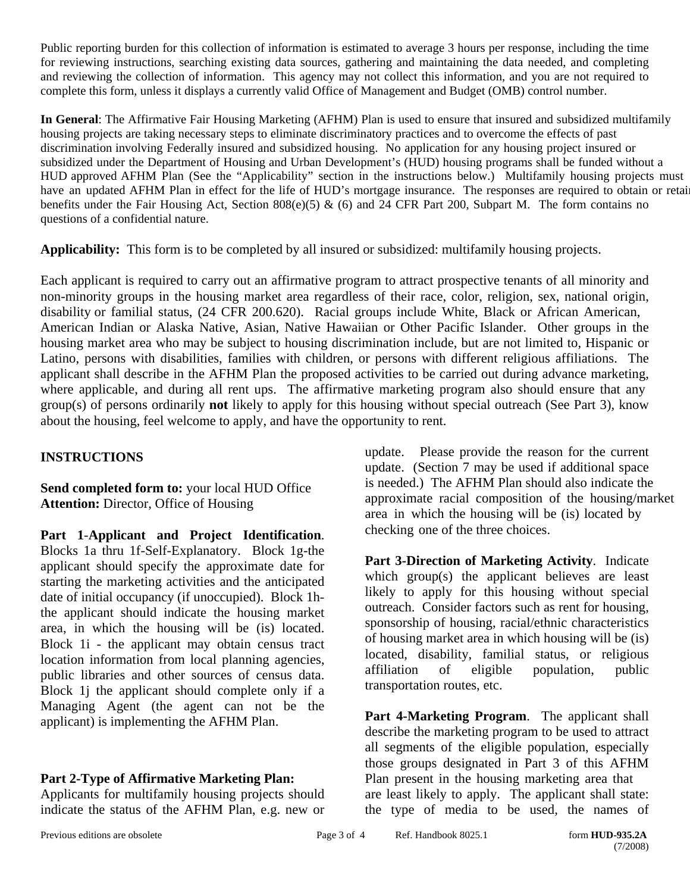Public reporting burden for this collection of information is estimated to average 3 hours per response, including the time for reviewing instructions, searching existing data sources, gathering and maintaining the data needed, and completing and reviewing the collection of information. This agency may not collect this information, and you are not required to complete this form, unless it displays a currently valid Office of Management and Budget (OMB) control number.

**In General**: The Affirmative Fair Housing Marketing (AFHM) Plan is used to ensure that insured and subsidized multifamily housing projects are taking necessary steps to eliminate discriminatory practices and to overcome the effects of past discrimination involving Federally insured and subsidized housing. No application for any housing project insured or subsidized under the Department of Housing and Urban Development's (HUD) housing programs shall be funded without a HUD approved AFHM Plan (See the "Applicability" section in the instructions below.) Multifamily housing projects must have an updated AFHM Plan in effect for the life of HUD's mortgage insurance. The responses are required to obtain or retain benefits under the Fair Housing Act, Section 808(e)(5) & (6) and 24 CFR Part 200, Subpart M. The form contains no questions of a confidential nature.

**Applicability:** This form is to be completed by all insured or subsidized: multifamily housing projects.

Each applicant is required to carry out an affirmative program to attract prospective tenants of all minority and non-minority groups in the housing market area regardless of their race, color, religion, sex, national origin, disability or familial status, (24 CFR 200.620). Racial groups include White, Black or African American, American Indian or Alaska Native, Asian, Native Hawaiian or Other Pacific Islander. Other groups in the housing market area who may be subject to housing discrimination include, but are not limited to, Hispanic or Latino, persons with disabilities, families with children, or persons with different religious affiliations. The applicant shall describe in the AFHM Plan the proposed activities to be carried out during advance marketing, where applicable, and during all rent ups. The affirmative marketing program also should ensure that any group(s) of persons ordinarily **not** likely to apply for this housing without special outreach (See Part 3), know about the housing, feel welcome to apply, and have the opportunity to rent.

## INSTRUCTIONS

**Send completed form to:** your local HUD Office
**Attention:** Director, Office of Housing

**Part 1-Applicant and Project Identification**. Blocks 1a thru 1f-Self-Explanatory. Block 1g-the applicant should specify the approximate date for starting the marketing activities and the anticipated date of initial occupancy (if unoccupied). Block 1h-the applicant should indicate the housing market area, in which the housing will be (is) located. Block 1i - the applicant may obtain census tract location information from local planning agencies, public libraries and other sources of census data. Block 1j the applicant should complete only if a Managing Agent (the agent can not be the applicant) is implementing the AFHM Plan.

**Part 2-Type of Affirmative Marketing Plan:** Applicants for multifamily housing projects should indicate the status of the AFHM Plan, e.g. new or update. Please provide the reason for the current update. (Section 7 may be used if additional space is needed.) The AFHM Plan should also indicate the approximate racial composition of the housing/market area in which the housing will be (is) located by checking one of the three choices.

**Part 3-Direction of Marketing Activity**. Indicate which group(s) the applicant believes are least likely to apply for this housing without special outreach. Consider factors such as rent for housing, sponsorship of housing, racial/ethnic characteristics of housing market area in which housing will be (is) located, disability, familial status, or religious affiliation of eligible population, public transportation routes, etc.

**Part 4-Marketing Program**. The applicant shall describe the marketing program to be used to attract all segments of the eligible population, especially those groups designated in Part 3 of this AFHM Plan present in the housing marketing area that are least likely to apply. The applicant shall state: the type of media to be used, the names of

Previous editions are obsolete — Ref. Handbook 8025.1 — form **HUD-935.2A** (7/2008)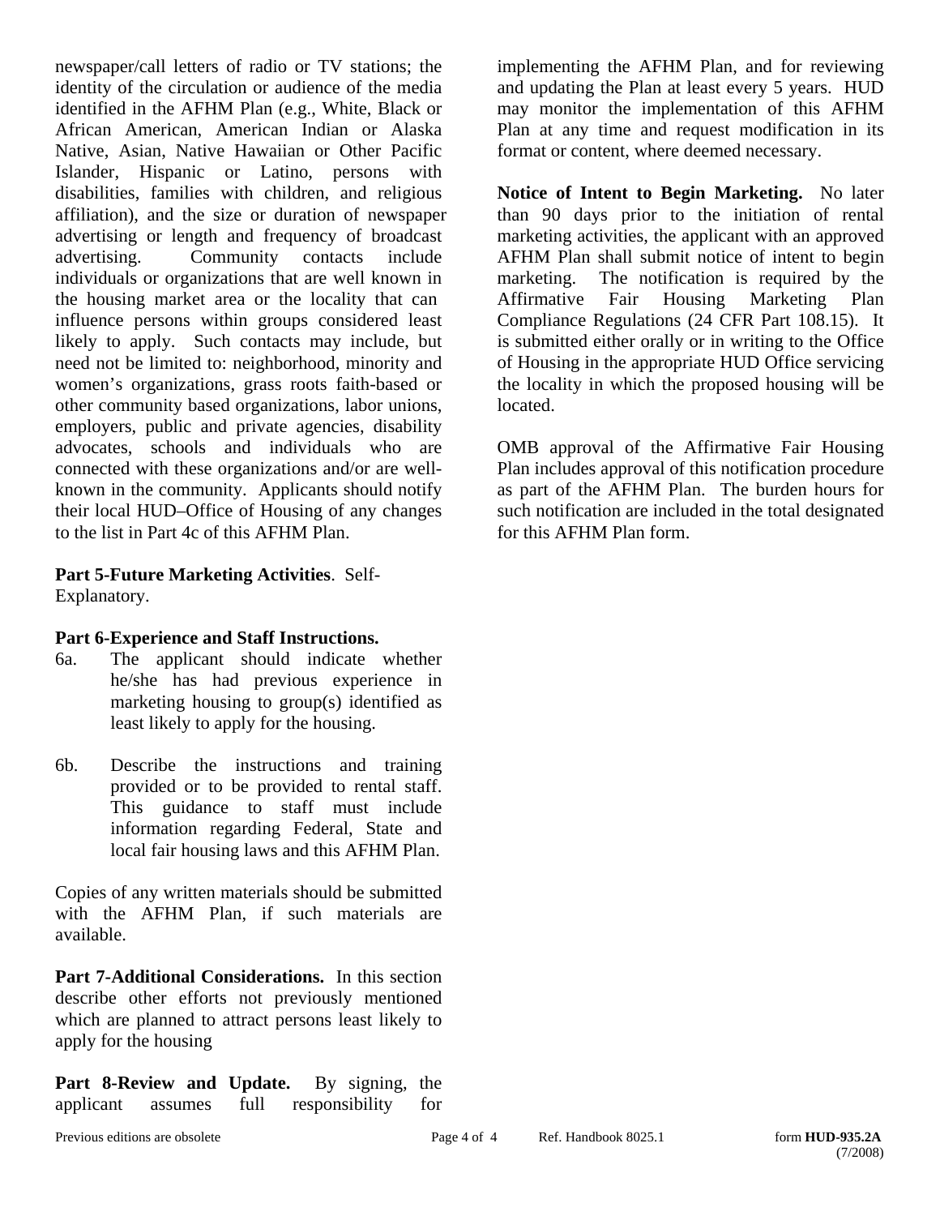newspaper/call letters of radio or TV stations; the identity of the circulation or audience of the media identified in the AFHM Plan (e.g., White, Black or African American, American Indian or Alaska Native, Asian, Native Hawaiian or Other Pacific Islander, Hispanic or Latino, persons with disabilities, families with children, and religious affiliation), and the size or duration of newspaper advertising or length and frequency of broadcast advertising. Community contacts include individuals or organizations that are well known in the housing market area or the locality that can influence persons within groups considered least likely to apply. Such contacts may include, but need not be limited to: neighborhood, minority and women's organizations, grass roots faith-based or other community based organizations, labor unions, employers, public and private agencies, disability advocates, schools and individuals who are connected with these organizations and/or are well-known in the community. Applicants should notify their local HUD–Office of Housing of any changes to the list in Part 4c of this AFHM Plan.

**Part 5-Future Marketing Activities**. Self-Explanatory.

**Part 6-Experience and Staff Instructions.**

6a. The applicant should indicate whether he/she has had previous experience in marketing housing to group(s) identified as least likely to apply for the housing.

6b. Describe the instructions and training provided or to be provided to rental staff. This guidance to staff must include information regarding Federal, State and local fair housing laws and this AFHM Plan.

Copies of any written materials should be submitted with the AFHM Plan, if such materials are available.

**Part 7-Additional Considerations.** In this section describe other efforts not previously mentioned which are planned to attract persons least likely to apply for the housing

**Part 8-Review and Update.** By signing, the applicant assumes full responsibility for implementing the AFHM Plan, and for reviewing and updating the Plan at least every 5 years. HUD may monitor the implementation of this AFHM Plan at any time and request modification in its format or content, where deemed necessary.

**Notice of Intent to Begin Marketing.** No later than 90 days prior to the initiation of rental marketing activities, the applicant with an approved AFHM Plan shall submit notice of intent to begin marketing. The notification is required by the Affirmative Fair Housing Marketing Plan Compliance Regulations (24 CFR Part 108.15). It is submitted either orally or in writing to the Office of Housing in the appropriate HUD Office servicing the locality in which the proposed housing will be located.

OMB approval of the Affirmative Fair Housing Plan includes approval of this notification procedure as part of the AFHM Plan. The burden hours for such notification are included in the total designated for this AFHM Plan form.

Previous editions are obsolete Ref. Handbook 8025.1 form **HUD-935.2A** (7/2008)